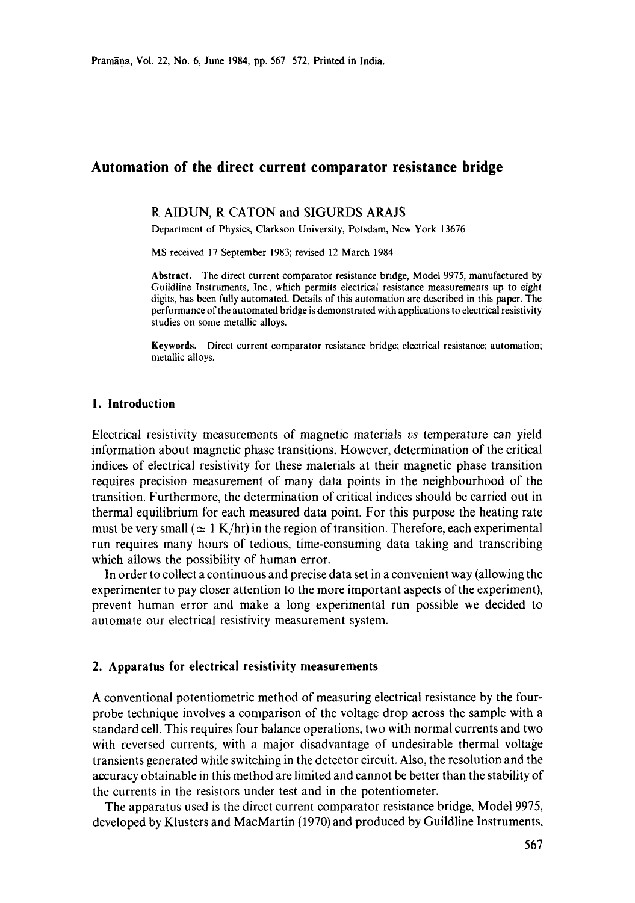# Automation of the direct current comparator resistance bridge

R AIDUN, R CATON and SIGURDS ARAJS

Department of Physics, Clarkson University, Potsdam, New York 13676

MS received 17 September 1983; revised 12 March 1984

**Abstract.** The direct current comparator resistance bridge, Model 9975, manufactured by Guildline Instruments, Inc., which permits electrical resistance measurements up to eight digits, has been fully automated. Details of this automation are described in this paper. The performance of the automated bridge is demonstrated with applications to electrical resistivity studies on some metallic alloys.

**Keywords.** Direct current comparator resistance bridge; electrical resistance; automation; metallic alloys.

## 1. Introduction

Electrical resistivity measurements of magnetic materials *vs* temperature can yield information about magnetic phase transitions. However, determination of the critical indices of electrical resistivity for these materials at their magnetic phase transition requires precision measurement of many data points in the neighbourhood of the transition. Furthermore, the determination of critical indices should be carried out in thermal equilibrium for each measured data point. For this purpose the heating rate must be very small ($\simeq 1$ K/hr) in the region of transition. Therefore, each experimental run requires many hours of tedious, time-consuming data taking and transcribing which allows the possibility of human error.

In order to collect a continuous and precise data set in a convenient way (allowing the experimenter to pay closer attention to the more important aspects of the experiment), prevent human error and make a long experimental run possible we decided to automate our electrical resistivity measurement system.

## 2. Apparatus for electrical resistivity measurements

A conventional potentiometric method of measuring electrical resistance by the four-probe technique involves a comparison of the voltage drop across the sample with a standard cell. This requires four balance operations, two with normal currents and two with reversed currents, with a major disadvantage of undesirable thermal voltage transients generated while switching in the detector circuit. Also, the resolution and the accuracy obtainable in this method are limited and cannot be better than the stability of the currents in the resistors under test and in the potentiometer.

The apparatus used is the direct current comparator resistance bridge, Model 9975, developed by Klusters and MacMartin (1970) and produced by Guildline Instruments,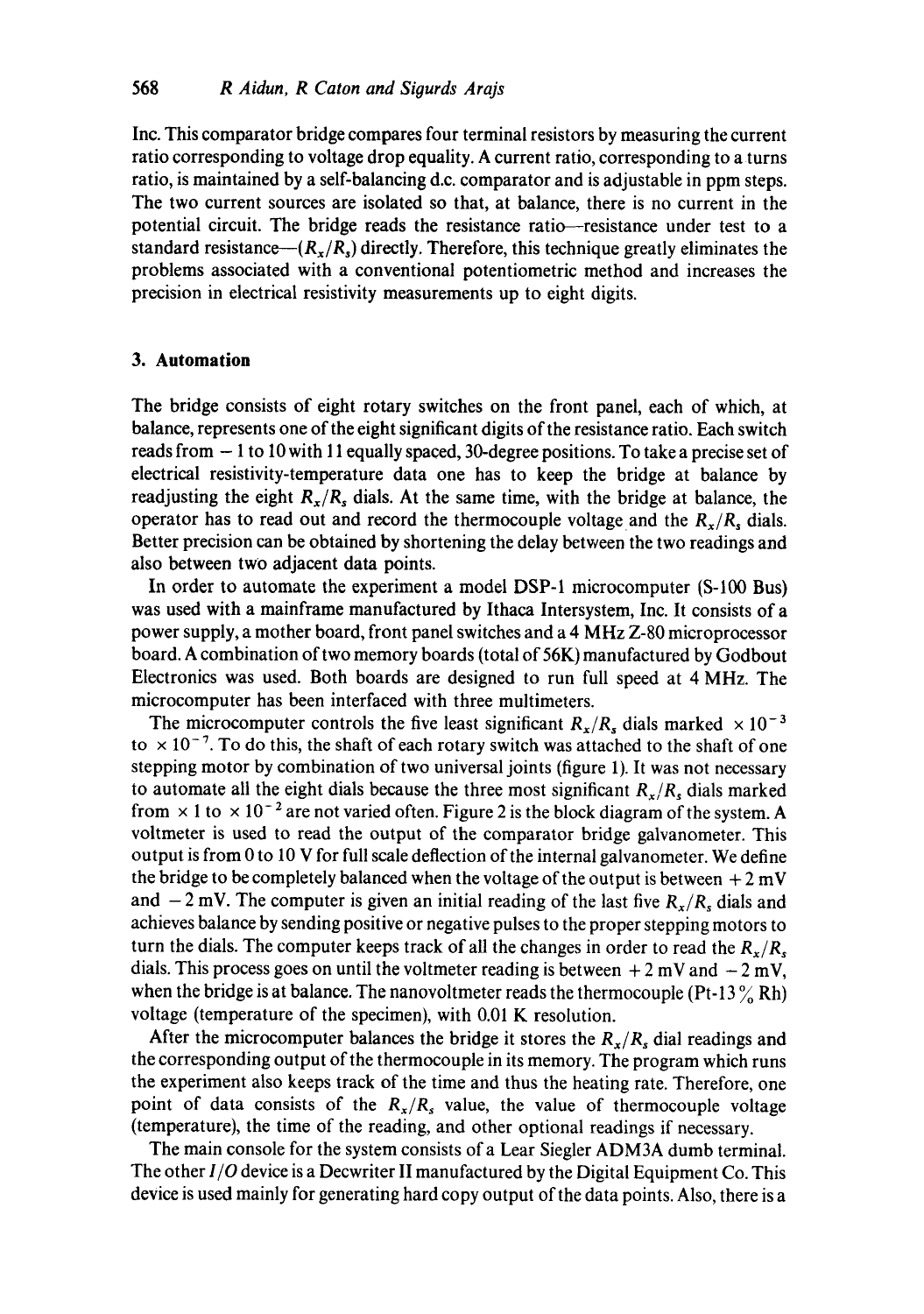Inc. This comparator bridge compares four terminal resistors by measuring the current ratio corresponding to voltage drop equality. A current ratio, corresponding to a turns ratio, is maintained by a self-balancing d.c. comparator and is adjustable in ppm steps. The two current sources are isolated so that, at balance, there is no current in the potential circuit. The bridge reads the resistance ratio—resistance under test to a standard resistance—($R_x/R_s$) directly. Therefore, this technique greatly eliminates the problems associated with a conventional potentiometric method and increases the precision in electrical resistivity measurements up to eight digits.

## 3. Automation

The bridge consists of eight rotary switches on the front panel, each of which, at balance, represents one of the eight significant digits of the resistance ratio. Each switch reads from $-1$ to 10 with 11 equally spaced, 30-degree positions. To take a precise set of electrical resistivity-temperature data one has to keep the bridge at balance by readjusting the eight $R_x/R_s$ dials. At the same time, with the bridge at balance, the operator has to read out and record the thermocouple voltage and the $R_x/R_s$ dials. Better precision can be obtained by shortening the delay between the two readings and also between two adjacent data points.

In order to automate the experiment a model DSP-1 microcomputer (S-100 Bus) was used with a mainframe manufactured by Ithaca Intersystem, Inc. It consists of a power supply, a mother board, front panel switches and a 4 MHz Z-80 microprocessor board. A combination of two memory boards (total of 56K) manufactured by Godbout Electronics was used. Both boards are designed to run full speed at 4 MHz. The microcomputer has been interfaced with three multimeters.

The microcomputer controls the five least significant $R_x/R_s$ dials marked $\times 10^{-3}$ to $\times 10^{-7}$. To do this, the shaft of each rotary switch was attached to the shaft of one stepping motor by combination of two universal joints (figure 1). It was not necessary to automate all the eight dials because the three most significant $R_x/R_s$ dials marked from $\times 1$ to $\times 10^{-2}$ are not varied often. Figure 2 is the block diagram of the system. A voltmeter is used to read the output of the comparator bridge galvanometer. This output is from 0 to 10 V for full scale deflection of the internal galvanometer. We define the bridge to be completely balanced when the voltage of the output is between $+2$ mV and $-2$ mV. The computer is given an initial reading of the last five $R_x/R_s$ dials and achieves balance by sending positive or negative pulses to the proper stepping motors to turn the dials. The computer keeps track of all the changes in order to read the $R_x/R_s$ dials. This process goes on until the voltmeter reading is between $+2$ mV and $-2$ mV, when the bridge is at balance. The nanovoltmeter reads the thermocouple (Pt-13% Rh) voltage (temperature of the specimen), with 0.01 K resolution.

After the microcomputer balances the bridge it stores the $R_x/R_s$ dial readings and the corresponding output of the thermocouple in its memory. The program which runs the experiment also keeps track of the time and thus the heating rate. Therefore, one point of data consists of the $R_x/R_s$ value, the value of thermocouple voltage (temperature), the time of the reading, and other optional readings if necessary.

The main console for the system consists of a Lear Siegler ADM3A dumb terminal. The other *I/O* device is a Decwriter II manufactured by the Digital Equipment Co. This device is used mainly for generating hard copy output of the data points. Also, there is a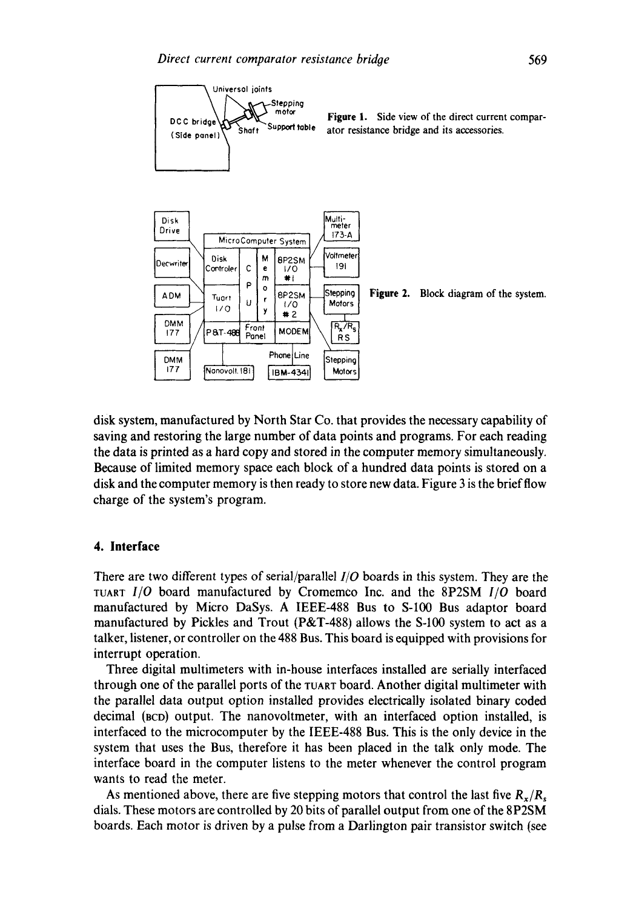Figure 1. Side view of the direct current comparator resistance bridge and its accessories.

Figure 2. Block diagram of the system.

disk system, manufactured by North Star Co. that provides the necessary capability of saving and restoring the large number of data points and programs. For each reading the data is printed as a hard copy and stored in the computer memory simultaneously. Because of limited memory space each block of a hundred data points is stored on a disk and the computer memory is then ready to store new data. Figure 3 is the brief flow charge of the system's program.

## 4. Interface

There are two different types of serial/parallel *I/O* boards in this system. They are the TUART *I/O* board manufactured by Cromemco Inc. and the 8P2SM *I/O* board manufactured by Micro DaSys. A IEEE-488 Bus to S-100 Bus adaptor board manufactured by Pickles and Trout (P&T-488) allows the S-100 system to act as a talker, listener, or controller on the 488 Bus. This board is equipped with provisions for interrupt operation.

Three digital multimeters with in-house interfaces installed are serially interfaced through one of the parallel ports of the TUART board. Another digital multimeter with the parallel data output option installed provides electrically isolated binary coded decimal (BCD) output. The nanovoltmeter, with an interfaced option installed, is interfaced to the microcomputer by the IEEE-488 Bus. This is the only device in the system that uses the Bus, therefore it has been placed in the talk only mode. The interface board in the computer listens to the meter whenever the control program wants to read the meter.

As mentioned above, there are five stepping motors that control the last five $R_x/R_s$ dials. These motors are controlled by 20 bits of parallel output from one of the 8P2SM boards. Each motor is driven by a pulse from a Darlington pair transistor switch (see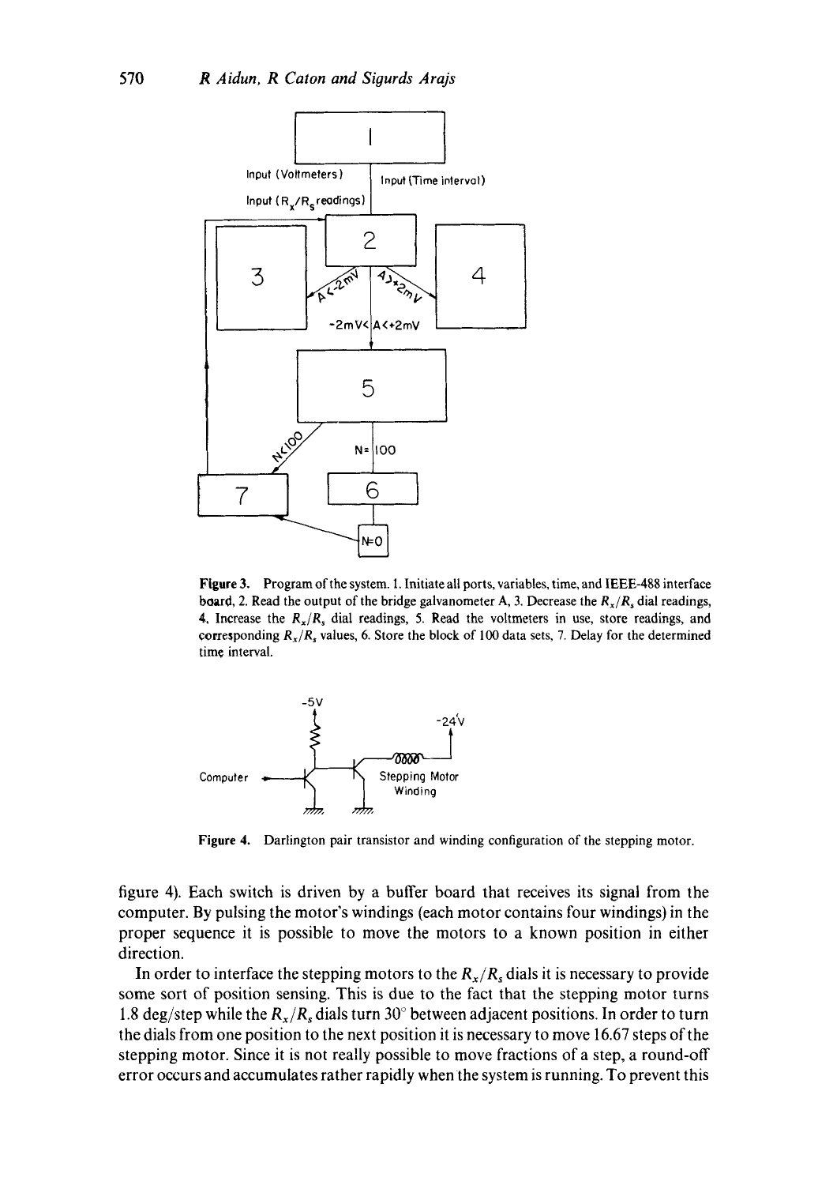**Figure 3.** Program of the system. 1. Initiate all ports, variables, time, and IEEE-488 interface board, 2. Read the output of the bridge galvanometer A, 3. Decrease the $R_x/R_s$ dial readings, 4. Increase the $R_x/R_s$ dial readings, 5. Read the voltmeters in use, store readings, and corresponding $R_x/R_s$ values, 6. Store the block of 100 data sets, 7. Delay for the determined time interval.

**Figure 4.** Darlington pair transistor and winding configuration of the stepping motor.

figure 4). Each switch is driven by a buffer board that receives its signal from the computer. By pulsing the motor's windings (each motor contains four windings) in the proper sequence it is possible to move the motors to a known position in either direction.

In order to interface the stepping motors to the $R_x/R_s$ dials it is necessary to provide some sort of position sensing. This is due to the fact that the stepping motor turns 1.8 deg/step while the $R_x/R_s$ dials turn 30° between adjacent positions. In order to turn the dials from one position to the next position it is necessary to move 16.67 steps of the stepping motor. Since it is not really possible to move fractions of a step, a round-off error occurs and accumulates rather rapidly when the system is running. To prevent this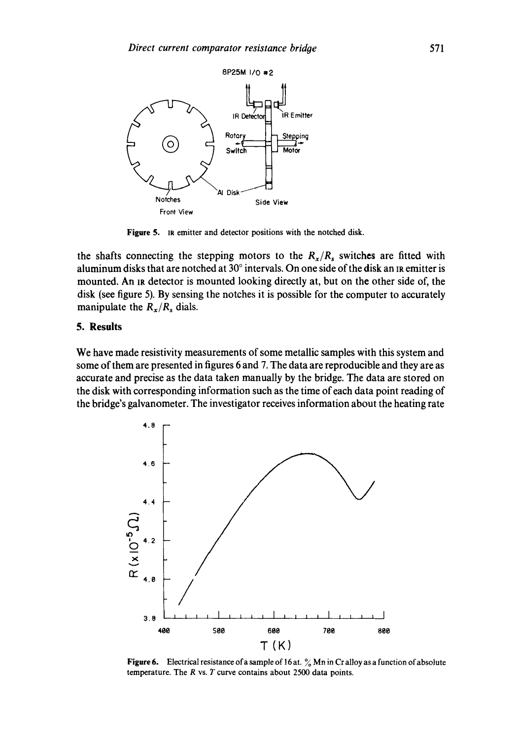Figure 5. IR emitter and detector positions with the notched disk.

the shafts connecting the stepping motors to the $R_x/R_s$ switches are fitted with aluminum disks that are notched at 30° intervals. On one side of the disk an IR emitter is mounted. An IR detector is mounted looking directly at, but on the other side of, the disk (see figure 5). By sensing the notches it is possible for the computer to accurately manipulate the $R_x/R_s$ dials.

## 5. Results

We have made resistivity measurements of some metallic samples with this system and some of them are presented in figures 6 and 7. The data are reproducible and they are as accurate and precise as the data taken manually by the bridge. The data are stored on the disk with corresponding information such as the time of each data point reading of the bridge's galvanometer. The investigator receives information about the heating rate

Figure 6. Electrical resistance of a sample of 16 at. % Mn in Cr alloy as a function of absolute temperature. The $R$ vs. $T$ curve contains about 2500 data points.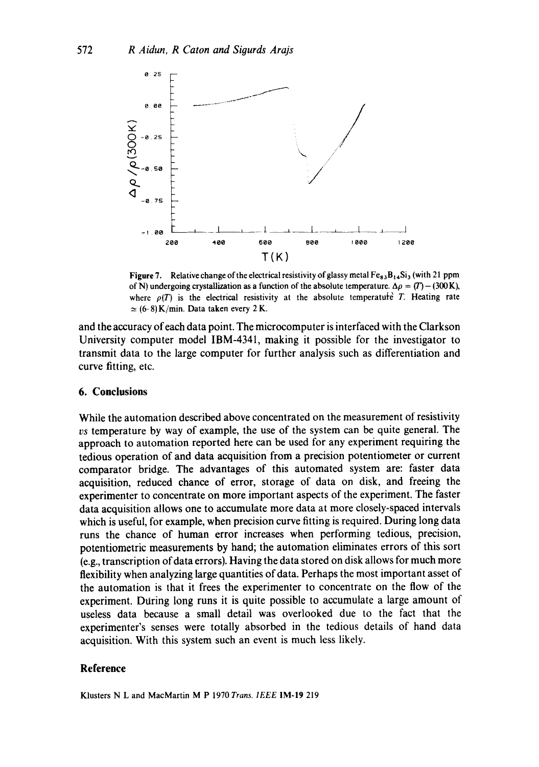0.25

0.00

-0.25

-0.50

-0.75

-1.00

$\Delta\rho/\rho(300\mathrm{K})$

200 400 600 800 1000 1200

T(K)

**Figure 7.** Relative change of the electrical resistivity of glassy metal $Fe_{83}B_{14}Si_3$ (with 21 ppm of N) undergoing crystallization as a function of the absolute temperature. $\Delta\rho = (T) - (300\,\mathrm{K})$, where $\rho(T)$ is the electrical resistivity at the absolute temperature $T$. Heating rate $\simeq (6\text{-}8)\,\mathrm{K/min}$. Data taken every 2 K.

and the accuracy of each data point. The microcomputer is interfaced with the Clarkson University computer model IBM-4341, making it possible for the investigator to transmit data to the large computer for further analysis such as differentiation and curve fitting, etc.

## 6. Conclusions

While the automation described above concentrated on the measurement of resistivity *vs* temperature by way of example, the use of the system can be quite general. The approach to automation reported here can be used for any experiment requiring the tedious operation of and data acquisition from a precision potentiometer or current comparator bridge. The advantages of this automated system are: faster data acquisition, reduced chance of error, storage of data on disk, and freeing the experimenter to concentrate on more important aspects of the experiment. The faster data acquisition allows one to accumulate more data at more closely-spaced intervals which is useful, for example, when precision curve fitting is required. During long data runs the chance of human error increases when performing tedious, precision, potentiometric measurements by hand; the automation eliminates errors of this sort (e.g., transcription of data errors). Having the data stored on disk allows for much more flexibility when analyzing large quantities of data. Perhaps the most important asset of the automation is that it frees the experimenter to concentrate on the flow of the experiment. During long runs it is quite possible to accumulate a large amount of useless data because a small detail was overlooked due to the fact that the experimenter's senses were totally absorbed in the tedious details of hand data acquisition. With this system such an event is much less likely.

## Reference

Klusters N L and MacMartin M P 1970 *Trans. IEEE* **IM-19** 219